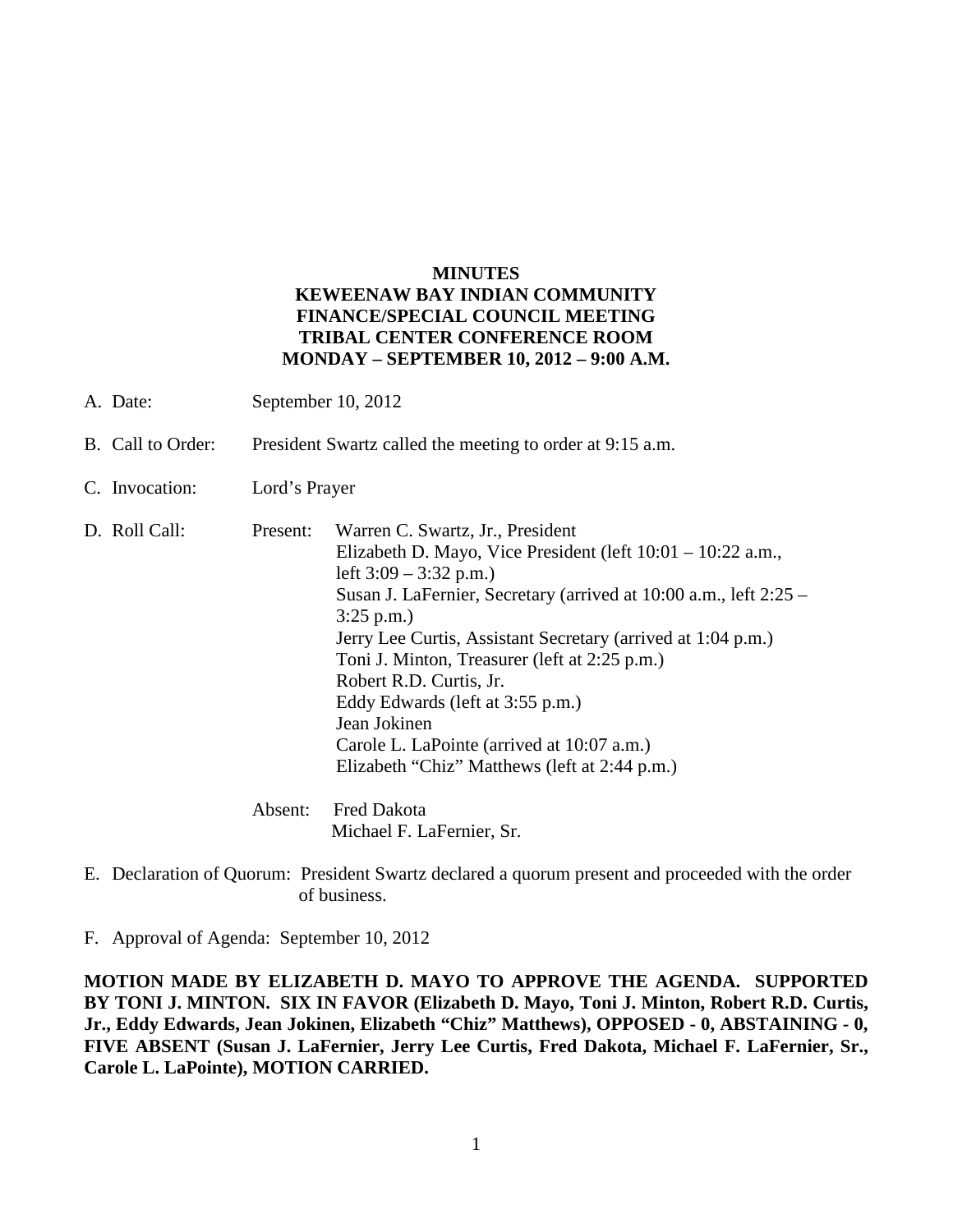**MINUTES**
**KEWEENAW BAY INDIAN COMMUNITY**
**FINANCE/SPECIAL COUNCIL MEETING**
**TRIBAL CENTER CONFERENCE ROOM**
**MONDAY – SEPTEMBER 10, 2012 – 9:00 A.M.**

A. Date: September 10, 2012

B. Call to Order: President Swartz called the meeting to order at 9:15 a.m.

C. Invocation: Lord's Prayer

D. Roll Call:

Present:
- Warren C. Swartz, Jr., President
- Elizabeth D. Mayo, Vice President (left 10:01 – 10:22 a.m., left 3:09 – 3:32 p.m.)
- Susan J. LaFernier, Secretary (arrived at 10:00 a.m., left 2:25 – 3:25 p.m.)
- Jerry Lee Curtis, Assistant Secretary (arrived at 1:04 p.m.)
- Toni J. Minton, Treasurer (left at 2:25 p.m.)
- Robert R.D. Curtis, Jr.
- Eddy Edwards (left at 3:55 p.m.)
- Jean Jokinen
- Carole L. LaPointe (arrived at 10:07 a.m.)
- Elizabeth "Chiz" Matthews (left at 2:44 p.m.)

Absent:
- Fred Dakota
- Michael F. LaFernier, Sr.

E. Declaration of Quorum: President Swartz declared a quorum present and proceeded with the order of business.

F. Approval of Agenda: September 10, 2012

**MOTION MADE BY ELIZABETH D. MAYO TO APPROVE THE AGENDA. SUPPORTED BY TONI J. MINTON. SIX IN FAVOR (Elizabeth D. Mayo, Toni J. Minton, Robert R.D. Curtis, Jr., Eddy Edwards, Jean Jokinen, Elizabeth "Chiz" Matthews), OPPOSED - 0, ABSTAINING - 0, FIVE ABSENT (Susan J. LaFernier, Jerry Lee Curtis, Fred Dakota, Michael F. LaFernier, Sr., Carole L. LaPointe), MOTION CARRIED.**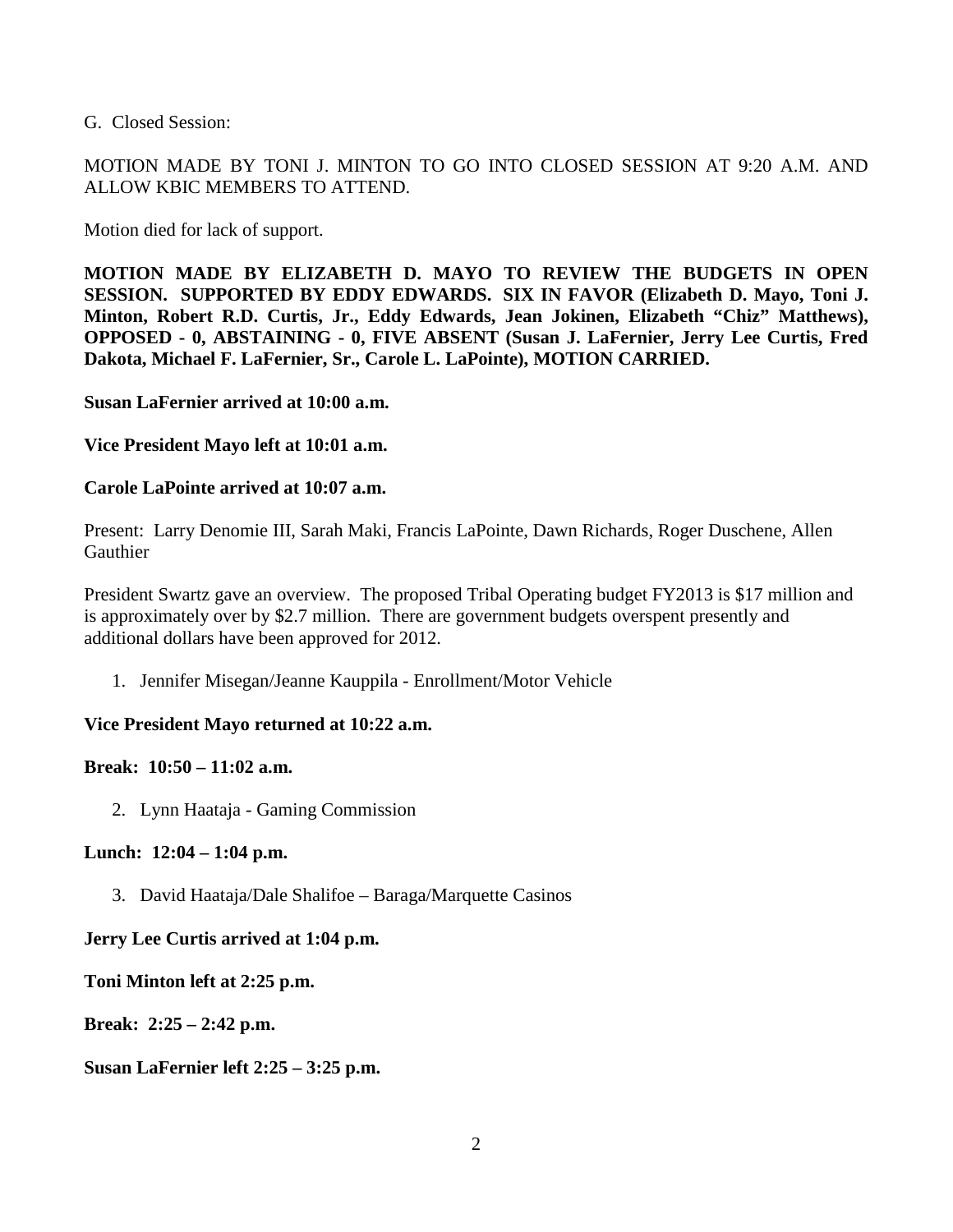G. Closed Session:

MOTION MADE BY TONI J. MINTON TO GO INTO CLOSED SESSION AT 9:20 A.M. AND ALLOW KBIC MEMBERS TO ATTEND.

Motion died for lack of support.

**MOTION MADE BY ELIZABETH D. MAYO TO REVIEW THE BUDGETS IN OPEN SESSION. SUPPORTED BY EDDY EDWARDS. SIX IN FAVOR (Elizabeth D. Mayo, Toni J. Minton, Robert R.D. Curtis, Jr., Eddy Edwards, Jean Jokinen, Elizabeth "Chiz" Matthews), OPPOSED - 0, ABSTAINING - 0, FIVE ABSENT (Susan J. LaFernier, Jerry Lee Curtis, Fred Dakota, Michael F. LaFernier, Sr., Carole L. LaPointe), MOTION CARRIED.**

**Susan LaFernier arrived at 10:00 a.m.**

**Vice President Mayo left at 10:01 a.m.**

**Carole LaPointe arrived at 10:07 a.m.**

Present: Larry Denomie III, Sarah Maki, Francis LaPointe, Dawn Richards, Roger Duschene, Allen Gauthier

President Swartz gave an overview. The proposed Tribal Operating budget FY2013 is $17 million and is approximately over by $2.7 million. There are government budgets overspent presently and additional dollars have been approved for 2012.

1. Jennifer Misegan/Jeanne Kauppila - Enrollment/Motor Vehicle

**Vice President Mayo returned at 10:22 a.m.**

**Break: 10:50 – 11:02 a.m.**

2. Lynn Haataja - Gaming Commission

**Lunch: 12:04 – 1:04 p.m.**

3. David Haataja/Dale Shalifoe – Baraga/Marquette Casinos

**Jerry Lee Curtis arrived at 1:04 p.m.**

**Toni Minton left at 2:25 p.m.**

**Break: 2:25 – 2:42 p.m.**

**Susan LaFernier left 2:25 – 3:25 p.m.**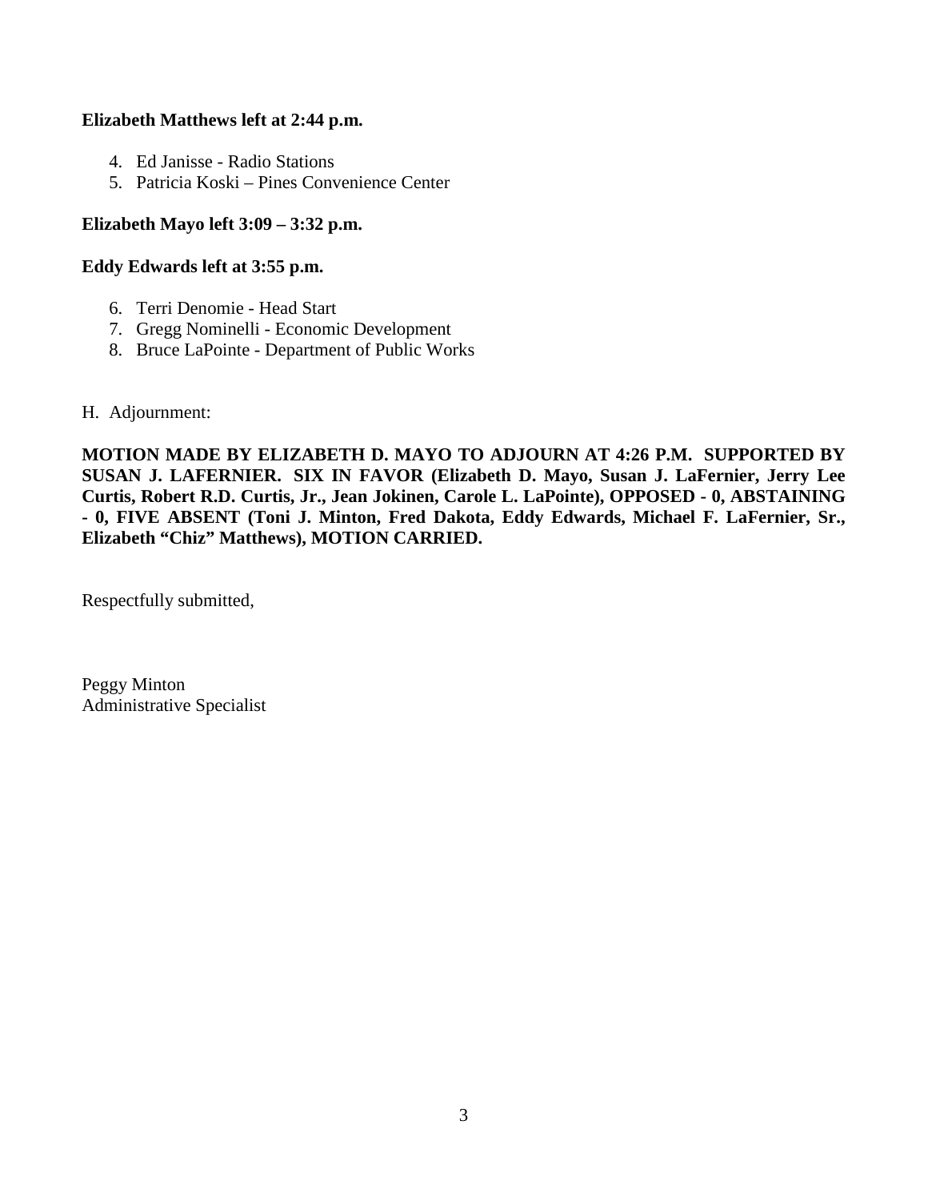**Elizabeth Matthews left at 2:44 p.m.**

4. Ed Janisse - Radio Stations
5. Patricia Koski – Pines Convenience Center

**Elizabeth Mayo left 3:09 – 3:32 p.m.**

**Eddy Edwards left at 3:55 p.m.**

6. Terri Denomie - Head Start
7. Gregg Nominelli - Economic Development
8. Bruce LaPointe - Department of Public Works

H. Adjournment:

**MOTION MADE BY ELIZABETH D. MAYO TO ADJOURN AT 4:26 P.M. SUPPORTED BY SUSAN J. LAFERNIER. SIX IN FAVOR (Elizabeth D. Mayo, Susan J. LaFernier, Jerry Lee Curtis, Robert R.D. Curtis, Jr., Jean Jokinen, Carole L. LaPointe), OPPOSED - 0, ABSTAINING - 0, FIVE ABSENT (Toni J. Minton, Fred Dakota, Eddy Edwards, Michael F. LaFernier, Sr., Elizabeth "Chiz" Matthews), MOTION CARRIED.**

Respectfully submitted,

Peggy Minton
Administrative Specialist